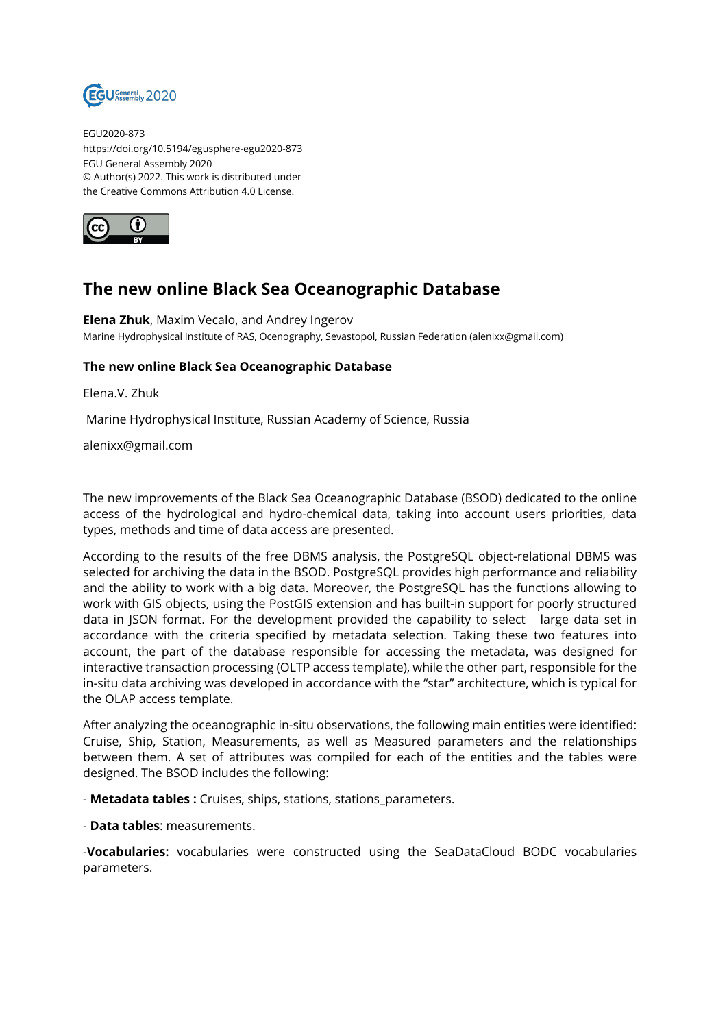EGU2020-873
https://doi.org/10.5194/egusphere-egu2020-873
EGU General Assembly 2020
© Author(s) 2022. This work is distributed under
the Creative Commons Attribution 4.0 License.

# The new online Black Sea Oceanographic Database

**Elena Zhuk**, Maxim Vecalo, and Andrey Ingerov
Marine Hydrophysical Institute of RAS, Ocenography, Sevastopol, Russian Federation (alenixx@gmail.com)

**The new online Black Sea Oceanographic Database**

Elena.V. Zhuk

Marine Hydrophysical Institute, Russian Academy of Science, Russia

alenixx@gmail.com

The new improvements of the Black Sea Oceanographic Database (BSOD) dedicated to the online access of the hydrological and hydro-chemical data, taking into account users priorities, data types, methods and time of data access are presented.

According to the results of the free DBMS analysis, the PostgreSQL object-relational DBMS was selected for archiving the data in the BSOD. PostgreSQL provides high performance and reliability and the ability to work with a big data. Moreover, the PostgreSQL has the functions allowing to work with GIS objects, using the PostGIS extension and has built-in support for poorly structured data in JSON format. For the development provided the capability to select large data set in accordance with the criteria specified by metadata selection. Taking these two features into account, the part of the database responsible for accessing the metadata, was designed for interactive transaction processing (OLTP access template), while the other part, responsible for the in-situ data archiving was developed in accordance with the "star" architecture, which is typical for the OLAP access template.

After analyzing the oceanographic in-situ observations, the following main entities were identified: Cruise, Ship, Station, Measurements, as well as Measured parameters and the relationships between them. A set of attributes was compiled for each of the entities and the tables were designed. The BSOD includes the following:

- **Metadata tables :** Cruises, ships, stations, stations_parameters.

- **Data tables**: measurements.

-**Vocabularies:** vocabularies were constructed using the SeaDataCloud BODC vocabularies parameters.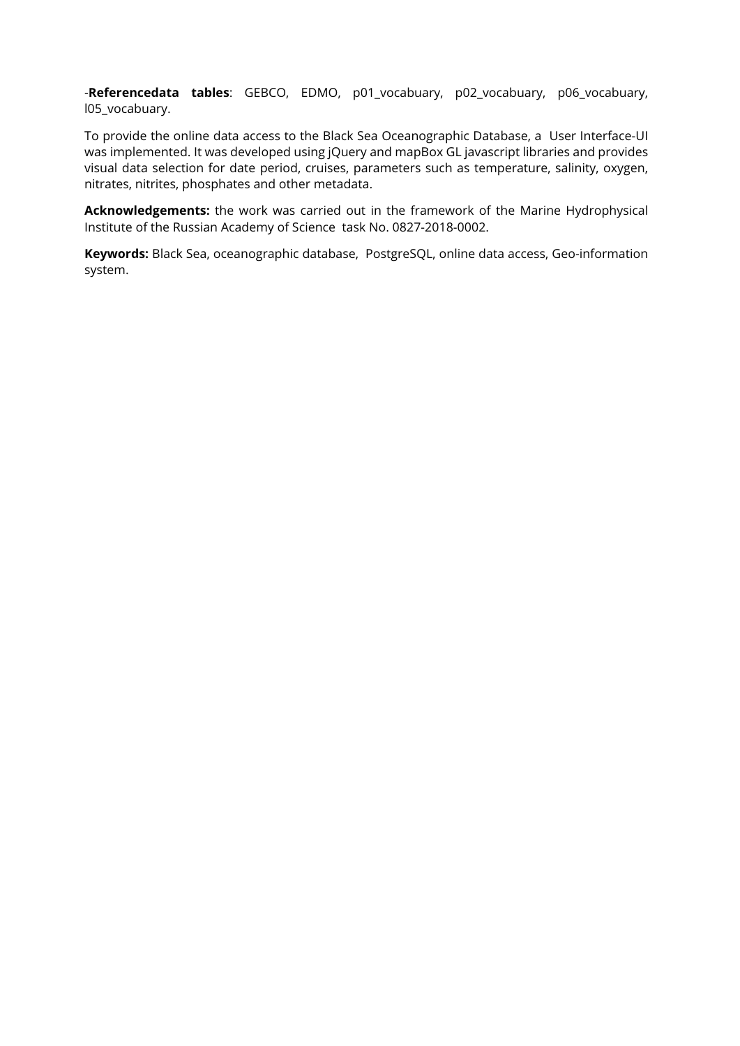-**Referencedata tables**: GEBCO, EDMO, p01_vocabuary, p02_vocabuary, p06_vocabuary, l05_vocabuary.

To provide the online data access to the Black Sea Oceanographic Database, a User Interface-UI was implemented. It was developed using jQuery and mapBox GL javascript libraries and provides visual data selection for date period, cruises, parameters such as temperature, salinity, oxygen, nitrates, nitrites, phosphates and other metadata.

**Acknowledgements:** the work was carried out in the framework of the Marine Hydrophysical Institute of the Russian Academy of Science task No. 0827-2018-0002.

**Keywords:** Black Sea, oceanographic database, PostgreSQL, online data access, Geo-information system.